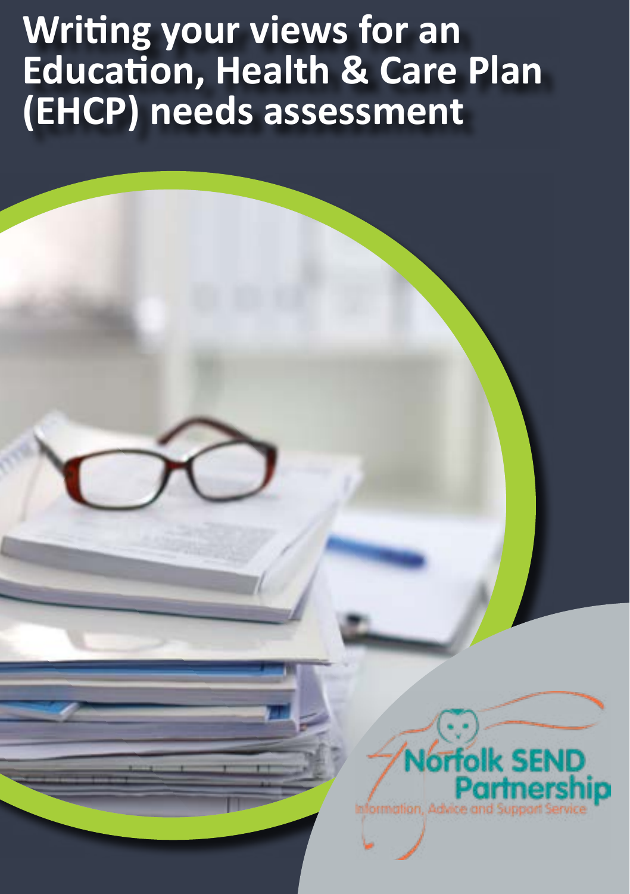# Writing your views for an Education, Health & Care Plan (EHCP) needs assessment

Norfolk SEND Partnership

Information, Advice and Support Service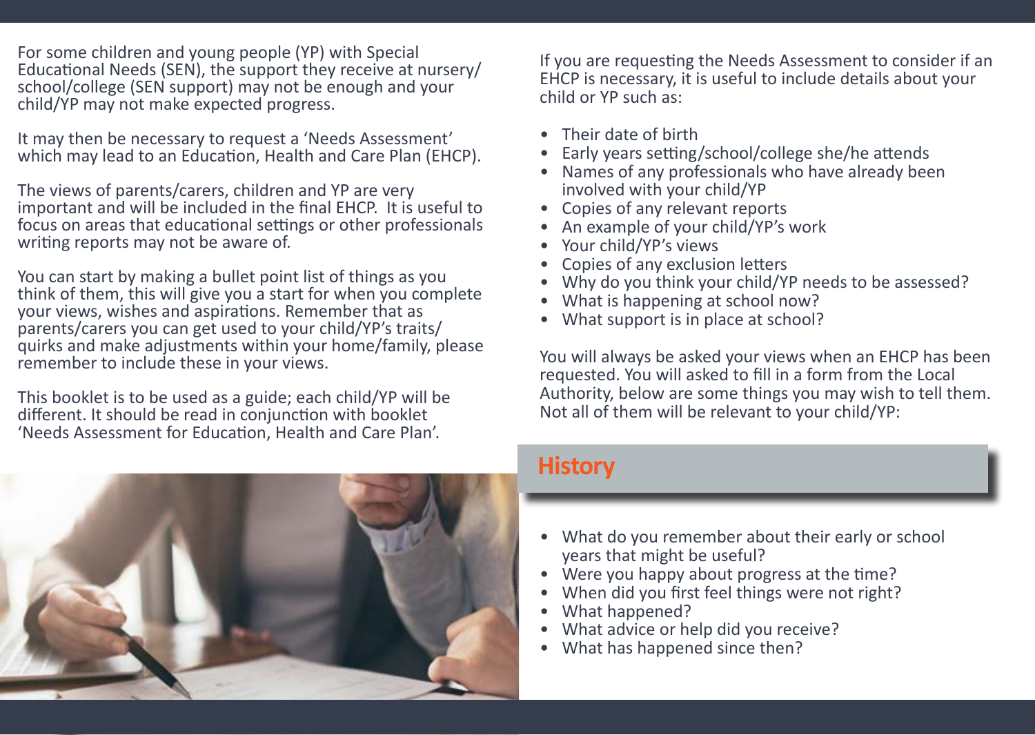For some children and young people (YP) with Special Educational Needs (SEN), the support they receive at nursery/school/college (SEN support) may not be enough and your child/YP may not make expected progress.

It may then be necessary to request a 'Needs Assessment' which may lead to an Education, Health and Care Plan (EHCP).

The views of parents/carers, children and YP are very important and will be included in the final EHCP. It is useful to focus on areas that educational settings or other professionals writing reports may not be aware of.

You can start by making a bullet point list of things as you think of them, this will give you a start for when you complete your views, wishes and aspirations. Remember that as parents/carers you can get used to your child/YP's traits/quirks and make adjustments within your home/family, please remember to include these in your views.

This booklet is to be used as a guide; each child/YP will be different. It should be read in conjunction with booklet 'Needs Assessment for Education, Health and Care Plan'.

If you are requesting the Needs Assessment to consider if an EHCP is necessary, it is useful to include details about your child or YP such as:

- Their date of birth
- Early years setting/school/college she/he attends
- Names of any professionals who have already been involved with your child/YP
- Copies of any relevant reports
- An example of your child/YP's work
- Your child/YP's views
- Copies of any exclusion letters
- Why do you think your child/YP needs to be assessed?
- What is happening at school now?
- What support is in place at school?

You will always be asked your views when an EHCP has been requested. You will asked to fill in a form from the Local Authority, below are some things you may wish to tell them. Not all of them will be relevant to your child/YP:

## History

- What do you remember about their early or school years that might be useful?
- Were you happy about progress at the time?
- When did you first feel things were not right?
- What happened?
- What advice or help did you receive?
- What has happened since then?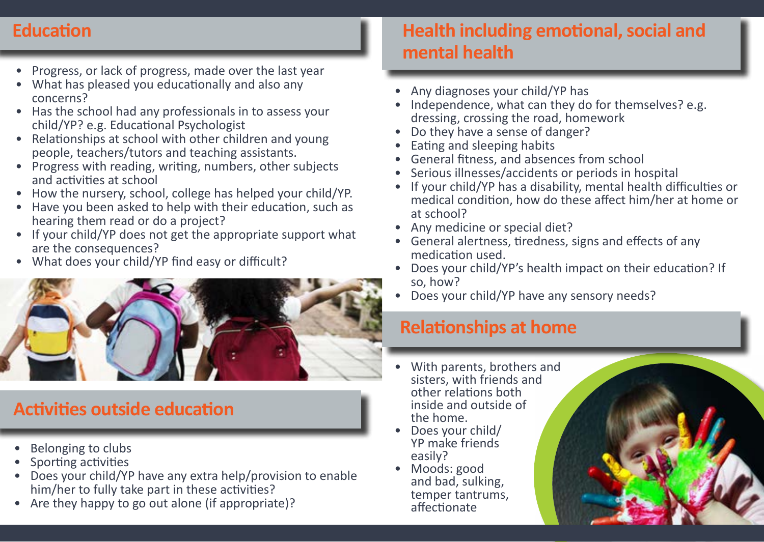## Education

- Progress, or lack of progress, made over the last year
- What has pleased you educationally and also any concerns?
- Has the school had any professionals in to assess your child/YP? e.g. Educational Psychologist
- Relationships at school with other children and young people, teachers/tutors and teaching assistants.
- Progress with reading, writing, numbers, other subjects and activities at school
- How the nursery, school, college has helped your child/YP.
- Have you been asked to help with their education, such as hearing them read or do a project?
- If your child/YP does not get the appropriate support what are the consequences?
- What does your child/YP find easy or difficult?

## Activities outside education

- Belonging to clubs
- Sporting activities
- Does your child/YP have any extra help/provision to enable him/her to fully take part in these activities?
- Are they happy to go out alone (if appropriate)?

## Health including emotional, social and mental health

- Any diagnoses your child/YP has
- Independence, what can they do for themselves? e.g. dressing, crossing the road, homework
- Do they have a sense of danger?
- Eating and sleeping habits
- General fitness, and absences from school
- Serious illnesses/accidents or periods in hospital
- If your child/YP has a disability, mental health difficulties or medical condition, how do these affect him/her at home or at school?
- Any medicine or special diet?
- General alertness, tiredness, signs and effects of any medication used.
- Does your child/YP's health impact on their education? If so, how?
- Does your child/YP have any sensory needs?

## Relationships at home

- With parents, brothers and sisters, with friends and other relations both inside and outside of the home.
- Does your child/YP make friends easily?
- Moods: good and bad, sulking, temper tantrums, affectionate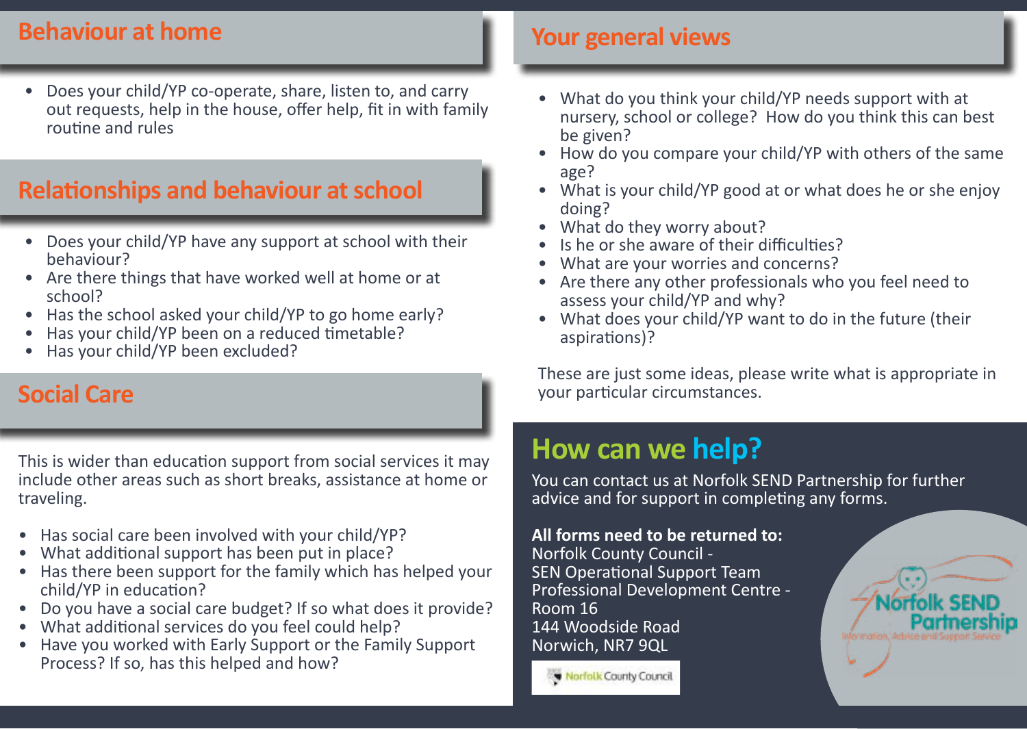## Behaviour at home

- Does your child/YP co-operate, share, listen to, and carry out requests, help in the house, offer help, fit in with family routine and rules

## Relationships and behaviour at school

- Does your child/YP have any support at school with their behaviour?
- Are there things that have worked well at home or at school?
- Has the school asked your child/YP to go home early?
- Has your child/YP been on a reduced timetable?
- Has your child/YP been excluded?

## Social Care

This is wider than education support from social services it may include other areas such as short breaks, assistance at home or traveling.

- Has social care been involved with your child/YP?
- What additional support has been put in place?
- Has there been support for the family which has helped your child/YP in education?
- Do you have a social care budget? If so what does it provide?
- What additional services do you feel could help?
- Have you worked with Early Support or the Family Support Process? If so, has this helped and how?

## Your general views

- What do you think your child/YP needs support with at nursery, school or college? How do you think this can best be given?
- How do you compare your child/YP with others of the same age?
- What is your child/YP good at or what does he or she enjoy doing?
- What do they worry about?
- Is he or she aware of their difficulties?
- What are your worries and concerns?
- Are there any other professionals who you feel need to assess your child/YP and why?
- What does your child/YP want to do in the future (their aspirations)?

These are just some ideas, please write what is appropriate in your particular circumstances.

## How can we help?

You can contact us at Norfolk SEND Partnership for further advice and for support in completing any forms.

**All forms need to be returned to:**
Norfolk County Council -
SEN Operational Support Team
Professional Development Centre -
Room 16
144 Woodside Road
Norwich, NR7 9QL

Norfolk County Council

Norfolk SEND Partnership
Information, Advice and Support Service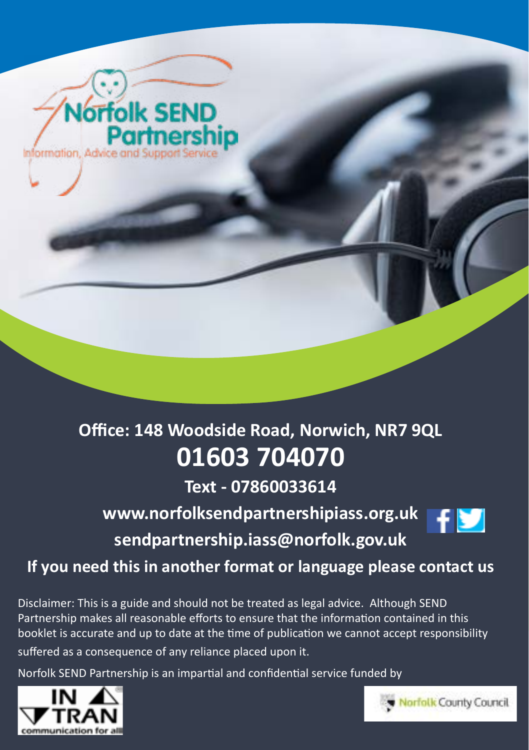Norfolk SEND Partnership

Information, Advice and Support Service

**Office: 148 Woodside Road, Norwich, NR7 9QL**

# 01603 704070

**Text - 07860033614**

**www.norfolksendpartnershipiass.org.uk**

**sendpartnership.iass@norfolk.gov.uk**

**If you need this in another format or language please contact us**

Disclaimer: This is a guide and should not be treated as legal advice. Although SEND Partnership makes all reasonable efforts to ensure that the information contained in this booklet is accurate and up to date at the time of publication we cannot accept responsibility suffered as a consequence of any reliance placed upon it.

Norfolk SEND Partnership is an impartial and confidential service funded by

IN TRAN communication for all

Norfolk County Council